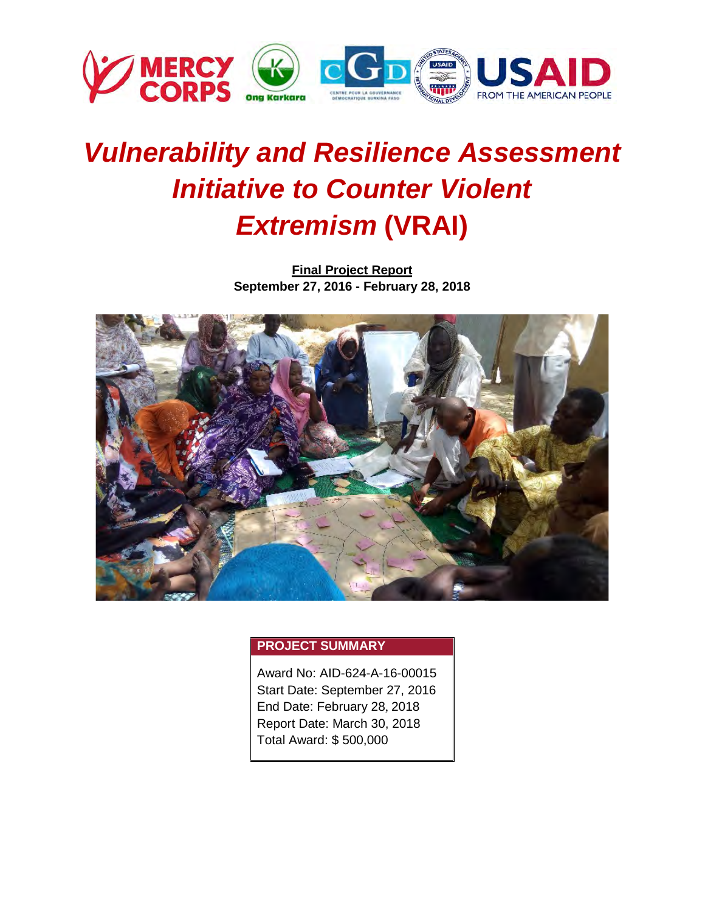# *Vulnerability and Resilience Assessment Initiative to Counter Violent Extremism* (VRAI)

**Final Project Report**
**September 27, 2016 - February 28, 2018**

| PROJECT SUMMARY |
| --- |
| Award No: AID-624-A-16-00015 |
| Start Date: September 27, 2016 |
| End Date: February 28, 2018 |
| Report Date: March 30, 2018 |
| Total Award: $ 500,000 |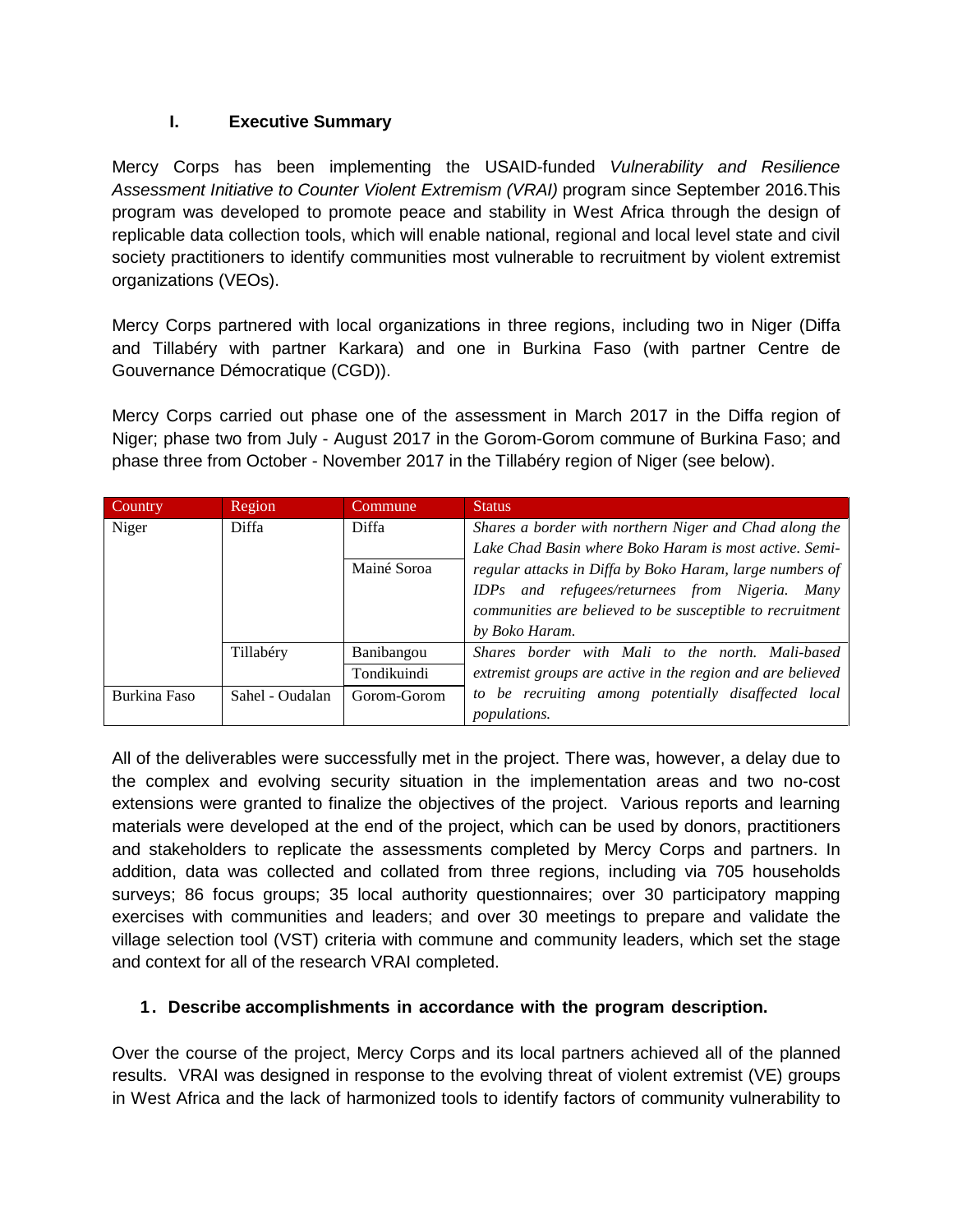## I. Executive Summary

Mercy Corps has been implementing the USAID-funded *Vulnerability and Resilience Assessment Initiative to Counter Violent Extremism (VRAI)* program since September 2016.This program was developed to promote peace and stability in West Africa through the design of replicable data collection tools, which will enable national, regional and local level state and civil society practitioners to identify communities most vulnerable to recruitment by violent extremist organizations (VEOs).

Mercy Corps partnered with local organizations in three regions, including two in Niger (Diffa and Tillabéry with partner Karkara) and one in Burkina Faso (with partner Centre de Gouvernance Démocratique (CGD)).

Mercy Corps carried out phase one of the assessment in March 2017 in the Diffa region of Niger; phase two from July - August 2017 in the Gorom-Gorom commune of Burkina Faso; and phase three from October - November 2017 in the Tillabéry region of Niger (see below).

| Country | Region | Commune | Status |
|---|---|---|---|
| Niger | Diffa | Diffa | *Shares a border with northern Niger and Chad along the Lake Chad Basin where Boko Haram is most active. Semi-regular attacks in Diffa by Boko Haram, large numbers of IDPs and refugees/returnees from Nigeria. Many communities are believed to be susceptible to recruitment by Boko Haram.* |
| | | Mainé Soroa | |
| | Tillabéry | Banibangou | *Shares border with Mali to the north. Mali-based extremist groups are active in the region and are believed to be recruiting among potentially disaffected local populations.* |
| | | Tondikuindi | |
| Burkina Faso | Sahel - Oudalan | Gorom-Gorom | |

All of the deliverables were successfully met in the project. There was, however, a delay due to the complex and evolving security situation in the implementation areas and two no-cost extensions were granted to finalize the objectives of the project. Various reports and learning materials were developed at the end of the project, which can be used by donors, practitioners and stakeholders to replicate the assessments completed by Mercy Corps and partners. In addition, data was collected and collated from three regions, including via 705 households surveys; 86 focus groups; 35 local authority questionnaires; over 30 participatory mapping exercises with communities and leaders; and over 30 meetings to prepare and validate the village selection tool (VST) criteria with commune and community leaders, which set the stage and context for all of the research VRAI completed.

### 1. Describe accomplishments in accordance with the program description.

Over the course of the project, Mercy Corps and its local partners achieved all of the planned results. VRAI was designed in response to the evolving threat of violent extremist (VE) groups in West Africa and the lack of harmonized tools to identify factors of community vulnerability to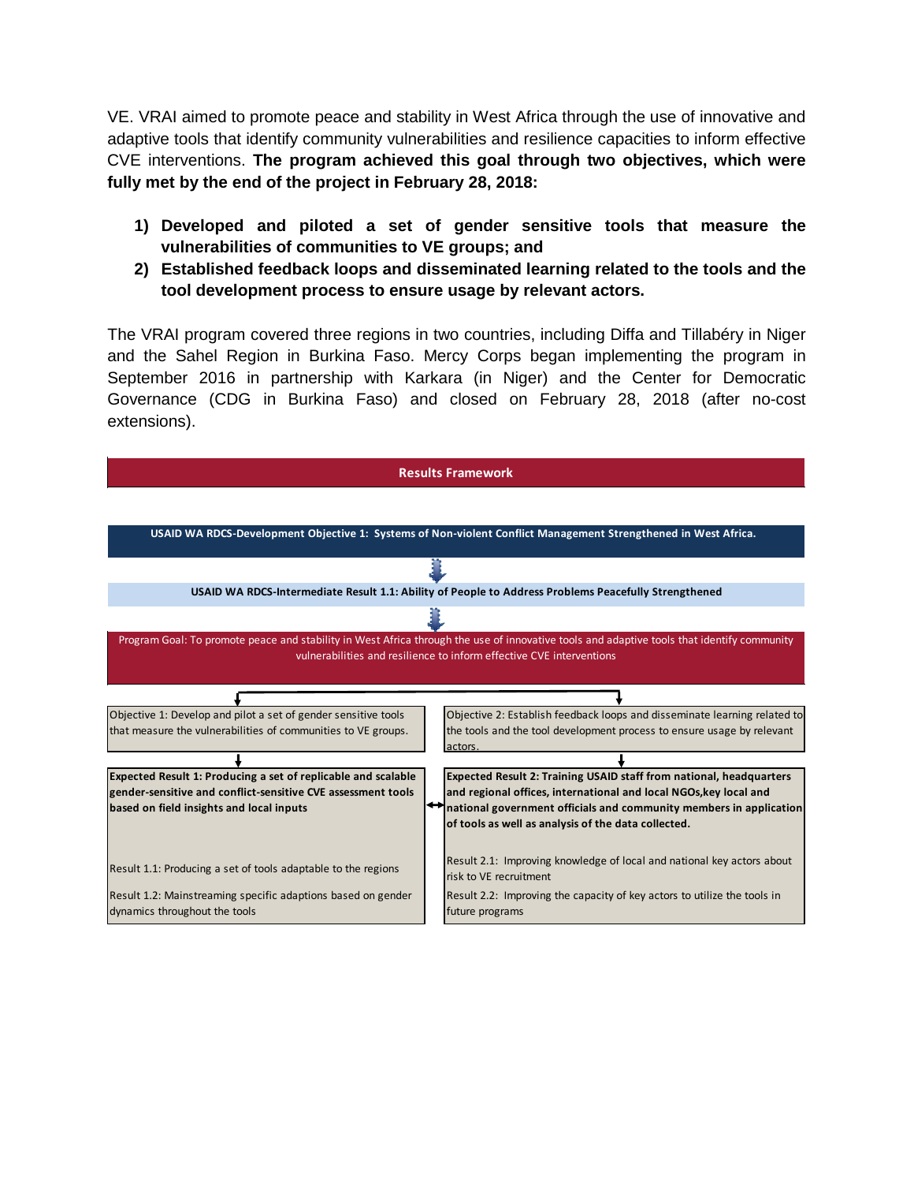VE. VRAI aimed to promote peace and stability in West Africa through the use of innovative and adaptive tools that identify community vulnerabilities and resilience capacities to inform effective CVE interventions. **The program achieved this goal through two objectives, which were fully met by the end of the project in February 28, 2018:**

1) **Developed and piloted a set of gender sensitive tools that measure the vulnerabilities of communities to VE groups; and**
2) **Established feedback loops and disseminated learning related to the tools and the tool development process to ensure usage by relevant actors.**

The VRAI program covered three regions in two countries, including Diffa and Tillabéry in Niger and the Sahel Region in Burkina Faso. Mercy Corps began implementing the program in September 2016 in partnership with Karkara (in Niger) and the Center for Democratic Governance (CDG in Burkina Faso) and closed on February 28, 2018 (after no-cost extensions).

**Results Framework**

**USAID WA RDCS-Development Objective 1: Systems of Non-violent Conflict Management Strengthened in West Africa.**

↓

**USAID WA RDCS-Intermediate Result 1.1: Ability of People to Address Problems Peacefully Strengthened**

↓

Program Goal: To promote peace and stability in West Africa through the use of innovative tools and adaptive tools that identify community vulnerabilities and resilience to inform effective CVE interventions

| Objective 1 | Objective 2 |
| --- | --- |
| Objective 1: Develop and pilot a set of gender sensitive tools that measure the vulnerabilities of communities to VE groups. | Objective 2: Establish feedback loops and disseminate learning related to the tools and the tool development process to ensure usage by relevant actors. |
| **Expected Result 1: Producing a set of replicable and scalable gender-sensitive and conflict-sensitive CVE assessment tools based on field insights and local inputs** | **Expected Result 2: Training USAID staff from national, headquarters and regional offices, international and local NGOs,key local and national government officials and community members in application of tools as well as analysis of the data collected.** |
| Result 1.1: Producing a set of tools adaptable to the regions | Result 2.1: Improving knowledge of local and national key actors about risk to VE recruitment |
| Result 1.2: Mainstreaming specific adaptions based on gender dynamics throughout the tools | Result 2.2: Improving the capacity of key actors to utilize the tools in future programs |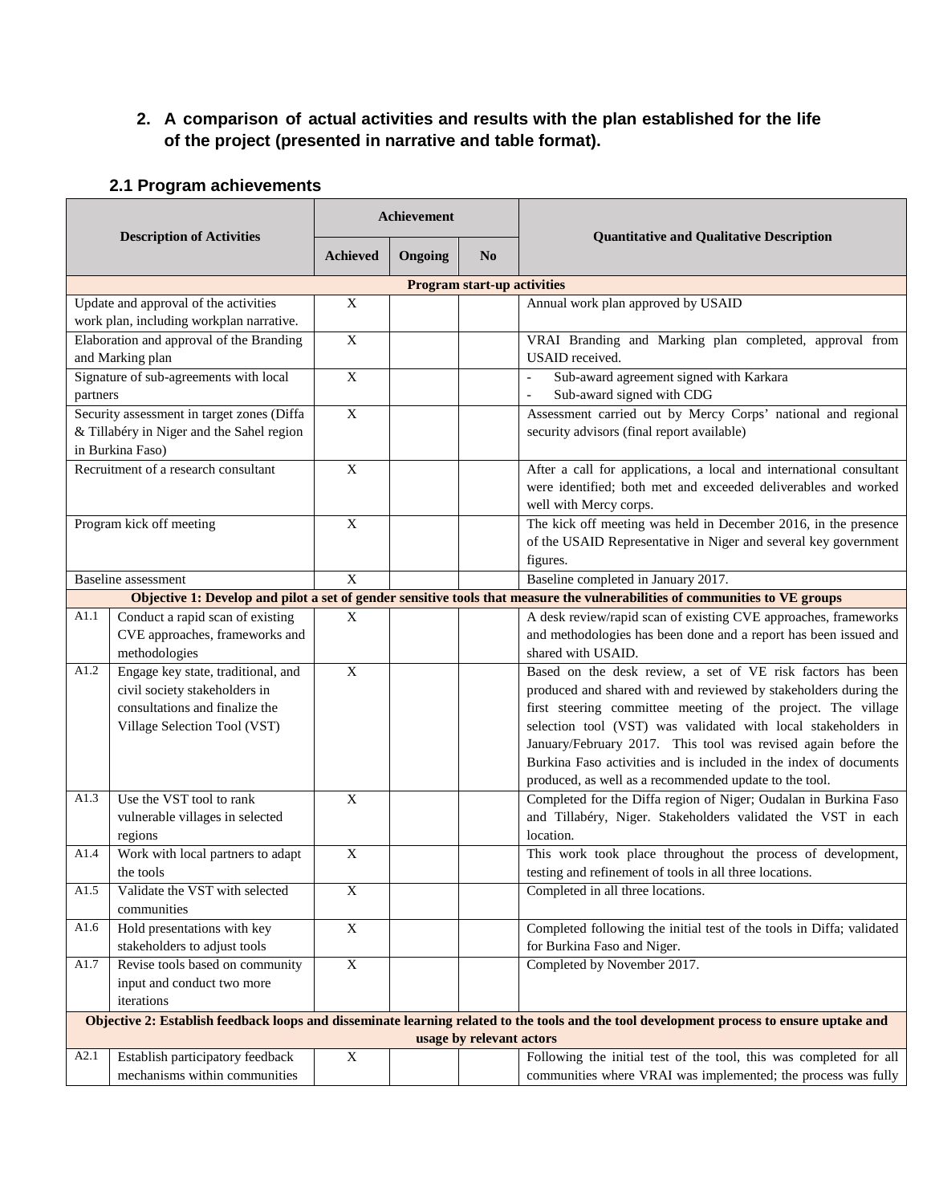## 2. A comparison of actual activities and results with the plan established for the life of the project (presented in narrative and table format).

### 2.1 Program achievements

| Description of Activities | | Achievement | | | Quantitative and Qualitative Description |
|---|---|---|---|---|---|
| | | Achieved | Ongoing | No | |
| **Program start-up activities** | | | | | |
| Update and approval of the activities work plan, including workplan narrative. | | X | | | Annual work plan approved by USAID |
| Elaboration and approval of the Branding and Marking plan | | X | | | VRAI Branding and Marking plan completed, approval from USAID received. |
| Signature of sub-agreements with local partners | | X | | | - Sub-award agreement signed with Karkara<br>- Sub-award signed with CDG |
| Security assessment in target zones (Diffa & Tillabéry in Niger and the Sahel region in Burkina Faso) | | X | | | Assessment carried out by Mercy Corps' national and regional security advisors (final report available) |
| Recruitment of a research consultant | | X | | | After a call for applications, a local and international consultant were identified; both met and exceeded deliverables and worked well with Mercy corps. |
| Program kick off meeting | | X | | | The kick off meeting was held in December 2016, in the presence of the USAID Representative in Niger and several key government figures. |
| Baseline assessment | | X | | | Baseline completed in January 2017. |
| **Objective 1: Develop and pilot a set of gender sensitive tools that measure the vulnerabilities of communities to VE groups** | | | | | |
| A1.1 | Conduct a rapid scan of existing CVE approaches, frameworks and methodologies | X | | | A desk review/rapid scan of existing CVE approaches, frameworks and methodologies has been done and a report has been issued and shared with USAID. |
| A1.2 | Engage key state, traditional, and civil society stakeholders in consultations and finalize the Village Selection Tool (VST) | X | | | Based on the desk review, a set of VE risk factors has been produced and shared with and reviewed by stakeholders during the first steering committee meeting of the project. The village selection tool (VST) was validated with local stakeholders in January/February 2017. This tool was revised again before the Burkina Faso activities and is included in the index of documents produced, as well as a recommended update to the tool. |
| A1.3 | Use the VST tool to rank vulnerable villages in selected regions | X | | | Completed for the Diffa region of Niger; Oudalan in Burkina Faso and Tillabéry, Niger. Stakeholders validated the VST in each location. |
| A1.4 | Work with local partners to adapt the tools | X | | | This work took place throughout the process of development, testing and refinement of tools in all three locations. |
| A1.5 | Validate the VST with selected communities | X | | | Completed in all three locations. |
| A1.6 | Hold presentations with key stakeholders to adjust tools | X | | | Completed following the initial test of the tools in Diffa; validated for Burkina Faso and Niger. |
| A1.7 | Revise tools based on community input and conduct two more iterations | X | | | Completed by November 2017. |
| **Objective 2: Establish feedback loops and disseminate learning related to the tools and the tool development process to ensure uptake and usage by relevant actors** | | | | | |
| A2.1 | Establish participatory feedback mechanisms within communities | X | | | Following the initial test of the tool, this was completed for all communities where VRAI was implemented; the process was fully |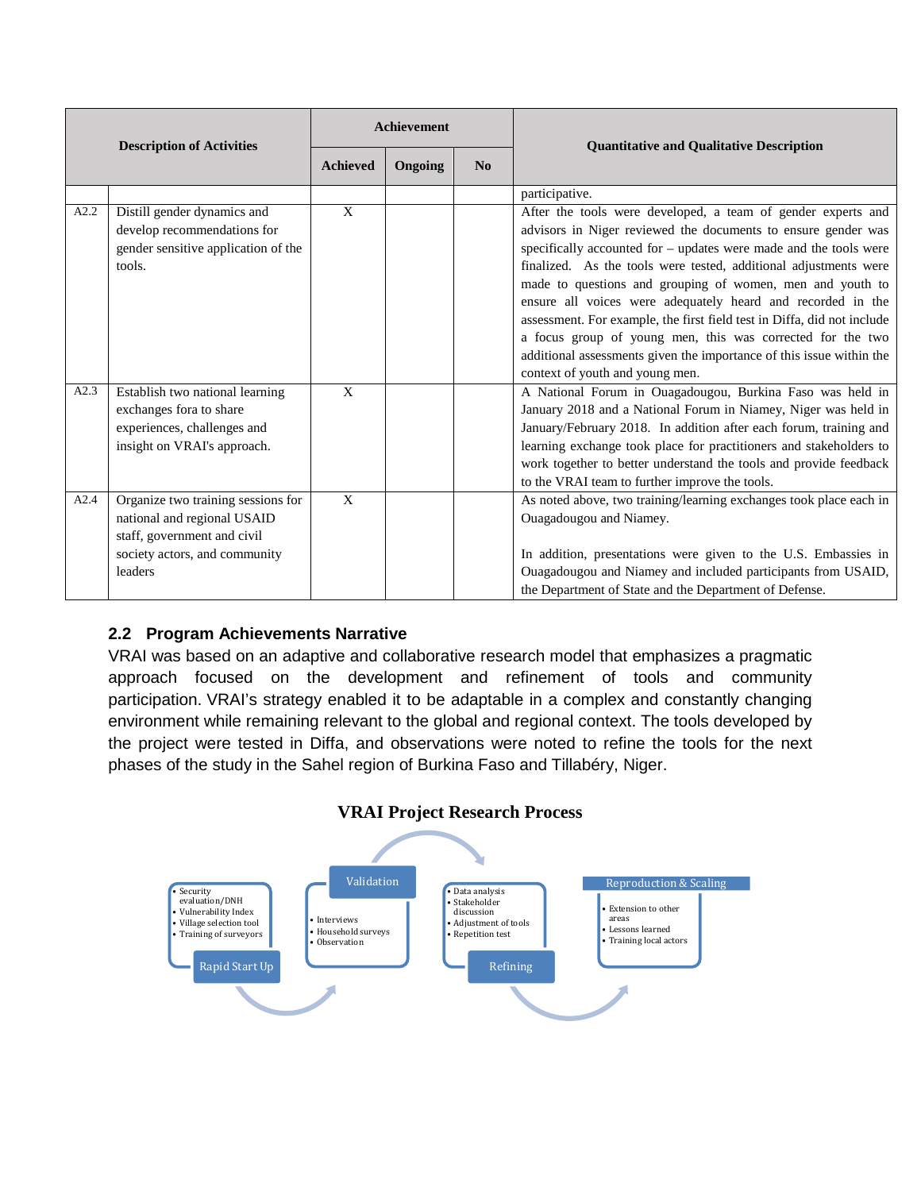| | Description of Activities | Achievement | | | Quantitative and Qualitative Description |
|---|---|---|---|---|---|
| | | Achieved | Ongoing | No | |
| | | | | | participative. |
| A2.2 | Distill gender dynamics and develop recommendations for gender sensitive application of the tools. | X | | | After the tools were developed, a team of gender experts and advisors in Niger reviewed the documents to ensure gender was specifically accounted for – updates were made and the tools were finalized. As the tools were tested, additional adjustments were made to questions and grouping of women, men and youth to ensure all voices were adequately heard and recorded in the assessment. For example, the first field test in Diffa, did not include a focus group of young men, this was corrected for the two additional assessments given the importance of this issue within the context of youth and young men. |
| A2.3 | Establish two national learning exchanges fora to share experiences, challenges and insight on VRAI's approach. | X | | | A National Forum in Ouagadougou, Burkina Faso was held in January 2018 and a National Forum in Niamey, Niger was held in January/February 2018. In addition after each forum, training and learning exchange took place for practitioners and stakeholders to work together to better understand the tools and provide feedback to the VRAI team to further improve the tools. |
| A2.4 | Organize two training sessions for national and regional USAID staff, government and civil society actors, and community leaders | X | | | As noted above, two training/learning exchanges took place each in Ouagadougou and Niamey.<br><br>In addition, presentations were given to the U.S. Embassies in Ouagadougou and Niamey and included participants from USAID, the Department of State and the Department of Defense. |

## 2.2 Program Achievements Narrative

VRAI was based on an adaptive and collaborative research model that emphasizes a pragmatic approach focused on the development and refinement of tools and community participation. VRAI's strategy enabled it to be adaptable in a complex and constantly changing environment while remaining relevant to the global and regional context. The tools developed by the project were tested in Diffa, and observations were noted to refine the tools for the next phases of the study in the Sahel region of Burkina Faso and Tillabéry, Niger.

**VRAI Project Research Process**

**Rapid Start Up**
- Security evaluation/DNH
- Vulnerability Index
- Village selection tool
- Training of surveyors

**Validation**
- Interviews
- Household surveys
- Observation

**Refining**
- Data analysis
- Stakeholder discussion
- Adjustment of tools
- Repetition test

**Reproduction & Scaling**
- Extension to other areas
- Lessons learned
- Training local actors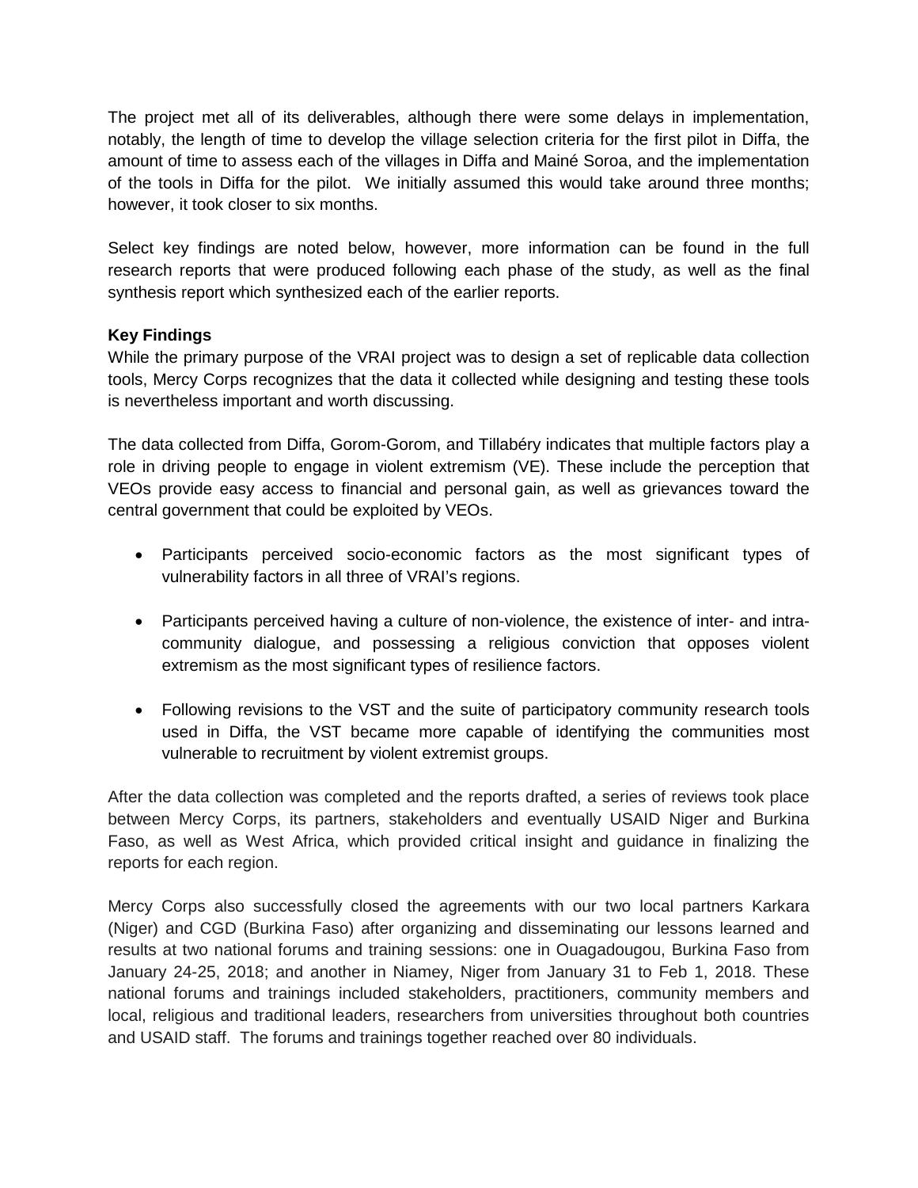The project met all of its deliverables, although there were some delays in implementation, notably, the length of time to develop the village selection criteria for the first pilot in Diffa, the amount of time to assess each of the villages in Diffa and Mainé Soroa, and the implementation of the tools in Diffa for the pilot. We initially assumed this would take around three months; however, it took closer to six months.

Select key findings are noted below, however, more information can be found in the full research reports that were produced following each phase of the study, as well as the final synthesis report which synthesized each of the earlier reports.

**Key Findings**

While the primary purpose of the VRAI project was to design a set of replicable data collection tools, Mercy Corps recognizes that the data it collected while designing and testing these tools is nevertheless important and worth discussing.

The data collected from Diffa, Gorom-Gorom, and Tillabéry indicates that multiple factors play a role in driving people to engage in violent extremism (VE). These include the perception that VEOs provide easy access to financial and personal gain, as well as grievances toward the central government that could be exploited by VEOs.

- Participants perceived socio-economic factors as the most significant types of vulnerability factors in all three of VRAI's regions.
- Participants perceived having a culture of non-violence, the existence of inter- and intra-community dialogue, and possessing a religious conviction that opposes violent extremism as the most significant types of resilience factors.
- Following revisions to the VST and the suite of participatory community research tools used in Diffa, the VST became more capable of identifying the communities most vulnerable to recruitment by violent extremist groups.

After the data collection was completed and the reports drafted, a series of reviews took place between Mercy Corps, its partners, stakeholders and eventually USAID Niger and Burkina Faso, as well as West Africa, which provided critical insight and guidance in finalizing the reports for each region.

Mercy Corps also successfully closed the agreements with our two local partners Karkara (Niger) and CGD (Burkina Faso) after organizing and disseminating our lessons learned and results at two national forums and training sessions: one in Ouagadougou, Burkina Faso from January 24-25, 2018; and another in Niamey, Niger from January 31 to Feb 1, 2018. These national forums and trainings included stakeholders, practitioners, community members and local, religious and traditional leaders, researchers from universities throughout both countries and USAID staff. The forums and trainings together reached over 80 individuals.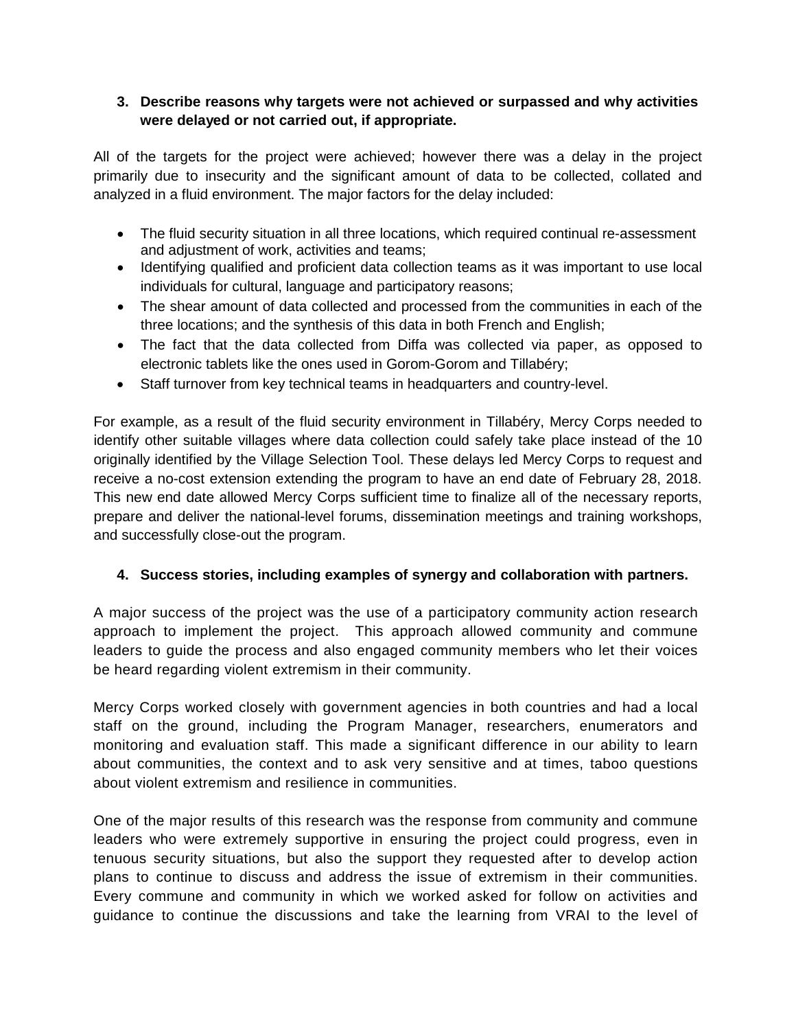3. **Describe reasons why targets were not achieved or surpassed and why activities were delayed or not carried out, if appropriate.**

All of the targets for the project were achieved; however there was a delay in the project primarily due to insecurity and the significant amount of data to be collected, collated and analyzed in a fluid environment. The major factors for the delay included:

- The fluid security situation in all three locations, which required continual re-assessment and adjustment of work, activities and teams;
- Identifying qualified and proficient data collection teams as it was important to use local individuals for cultural, language and participatory reasons;
- The shear amount of data collected and processed from the communities in each of the three locations; and the synthesis of this data in both French and English;
- The fact that the data collected from Diffa was collected via paper, as opposed to electronic tablets like the ones used in Gorom-Gorom and Tillabéry;
- Staff turnover from key technical teams in headquarters and country-level.

For example, as a result of the fluid security environment in Tillabéry, Mercy Corps needed to identify other suitable villages where data collection could safely take place instead of the 10 originally identified by the Village Selection Tool. These delays led Mercy Corps to request and receive a no-cost extension extending the program to have an end date of February 28, 2018. This new end date allowed Mercy Corps sufficient time to finalize all of the necessary reports, prepare and deliver the national-level forums, dissemination meetings and training workshops, and successfully close-out the program.

4. **Success stories, including examples of synergy and collaboration with partners.**

A major success of the project was the use of a participatory community action research approach to implement the project. This approach allowed community and commune leaders to guide the process and also engaged community members who let their voices be heard regarding violent extremism in their community.

Mercy Corps worked closely with government agencies in both countries and had a local staff on the ground, including the Program Manager, researchers, enumerators and monitoring and evaluation staff. This made a significant difference in our ability to learn about communities, the context and to ask very sensitive and at times, taboo questions about violent extremism and resilience in communities.

One of the major results of this research was the response from community and commune leaders who were extremely supportive in ensuring the project could progress, even in tenuous security situations, but also the support they requested after to develop action plans to continue to discuss and address the issue of extremism in their communities. Every commune and community in which we worked asked for follow on activities and guidance to continue the discussions and take the learning from VRAI to the level of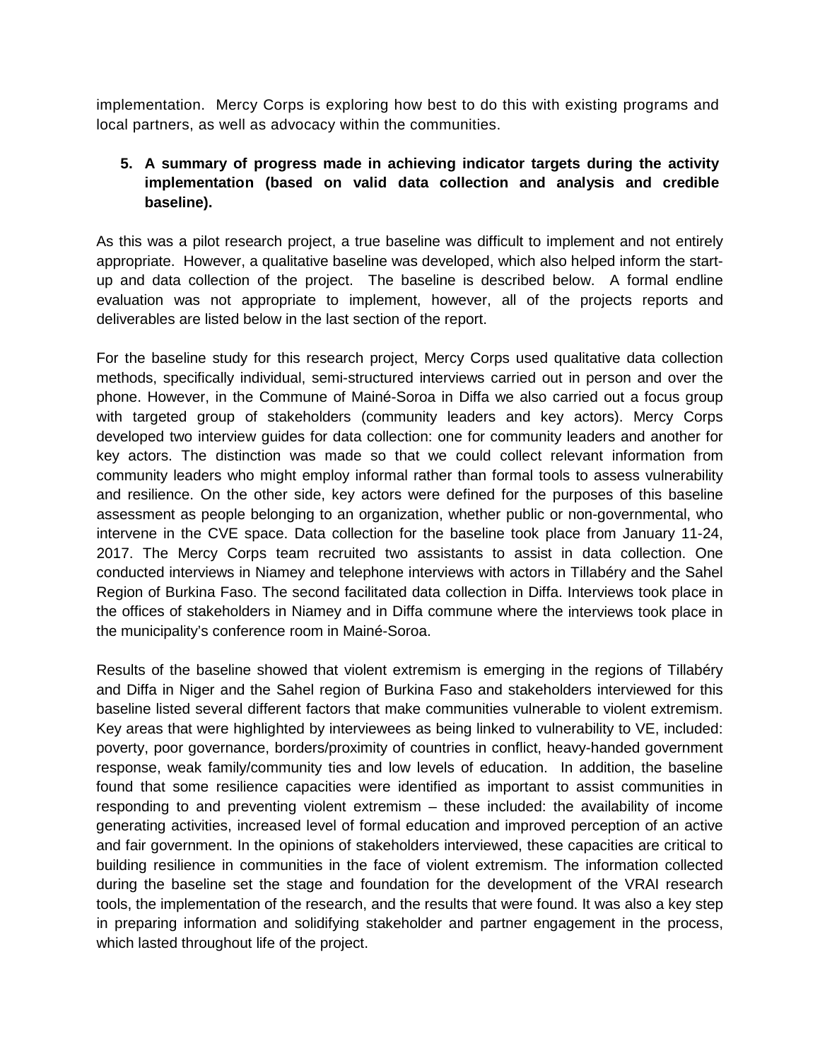implementation. Mercy Corps is exploring how best to do this with existing programs and local partners, as well as advocacy within the communities.

5. **A summary of progress made in achieving indicator targets during the activity implementation (based on valid data collection and analysis and credible baseline).**

As this was a pilot research project, a true baseline was difficult to implement and not entirely appropriate. However, a qualitative baseline was developed, which also helped inform the start-up and data collection of the project. The baseline is described below. A formal endline evaluation was not appropriate to implement, however, all of the projects reports and deliverables are listed below in the last section of the report.

For the baseline study for this research project, Mercy Corps used qualitative data collection methods, specifically individual, semi-structured interviews carried out in person and over the phone. However, in the Commune of Mainé-Soroa in Diffa we also carried out a focus group with targeted group of stakeholders (community leaders and key actors). Mercy Corps developed two interview guides for data collection: one for community leaders and another for key actors. The distinction was made so that we could collect relevant information from community leaders who might employ informal rather than formal tools to assess vulnerability and resilience. On the other side, key actors were defined for the purposes of this baseline assessment as people belonging to an organization, whether public or non-governmental, who intervene in the CVE space. Data collection for the baseline took place from January 11-24, 2017. The Mercy Corps team recruited two assistants to assist in data collection. One conducted interviews in Niamey and telephone interviews with actors in Tillabéry and the Sahel Region of Burkina Faso. The second facilitated data collection in Diffa. Interviews took place in the offices of stakeholders in Niamey and in Diffa commune where the interviews took place in the municipality's conference room in Mainé-Soroa.

Results of the baseline showed that violent extremism is emerging in the regions of Tillabéry and Diffa in Niger and the Sahel region of Burkina Faso and stakeholders interviewed for this baseline listed several different factors that make communities vulnerable to violent extremism. Key areas that were highlighted by interviewees as being linked to vulnerability to VE, included: poverty, poor governance, borders/proximity of countries in conflict, heavy-handed government response, weak family/community ties and low levels of education. In addition, the baseline found that some resilience capacities were identified as important to assist communities in responding to and preventing violent extremism – these included: the availability of income generating activities, increased level of formal education and improved perception of an active and fair government. In the opinions of stakeholders interviewed, these capacities are critical to building resilience in communities in the face of violent extremism. The information collected during the baseline set the stage and foundation for the development of the VRAI research tools, the implementation of the research, and the results that were found. It was also a key step in preparing information and solidifying stakeholder and partner engagement in the process, which lasted throughout life of the project.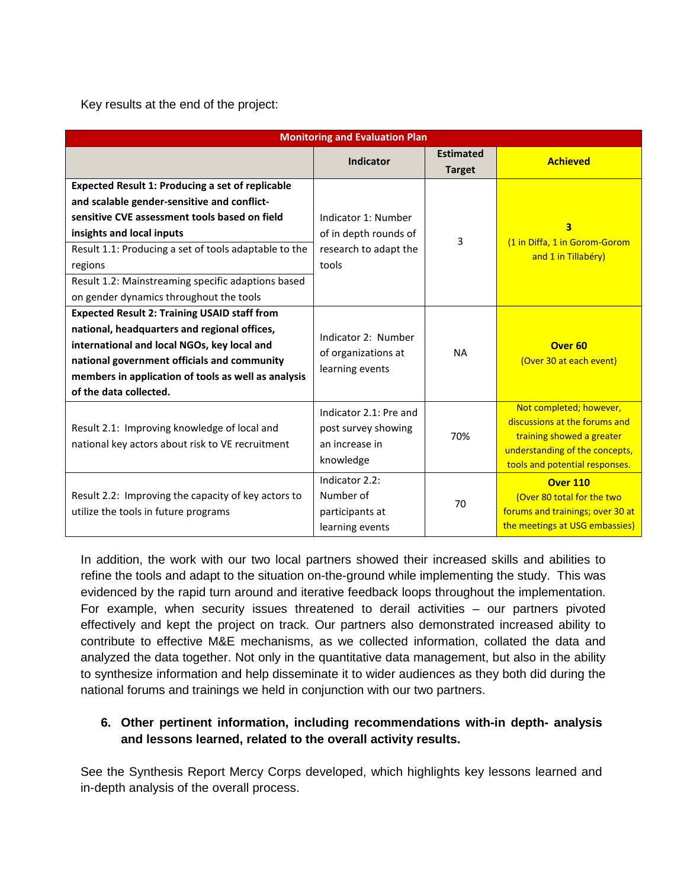Key results at the end of the project:

| Monitoring and Evaluation Plan | | | |
|---|---|---|---|
| | **Indicator** | **Estimated Target** | **Achieved** |
| **Expected Result 1: Producing a set of replicable and scalable gender-sensitive and conflict-sensitive CVE assessment tools based on field insights and local inputs**<br>Result 1.1: Producing a set of tools adaptable to the regions<br>Result 1.2: Mainstreaming specific adaptions based on gender dynamics throughout the tools | Indicator 1: Number of in depth rounds of research to adapt the tools | 3 | **3**<br>(1 in Diffa, 1 in Gorom-Gorom and 1 in Tillabéry) |
| **Expected Result 2: Training USAID staff from national, headquarters and regional offices, international and local NGOs, key local and national government officials and community members in application of tools as well as analysis of the data collected.** | Indicator 2: Number of organizations at learning events | NA | **Over 60**<br>(Over 30 at each event) |
| Result 2.1: Improving knowledge of local and national key actors about risk to VE recruitment | Indicator 2.1: Pre and post survey showing an increase in knowledge | 70% | Not completed; however, discussions at the forums and training showed a greater understanding of the concepts, tools and potential responses. |
| Result 2.2: Improving the capacity of key actors to utilize the tools in future programs | Indicator 2.2: Number of participants at learning events | 70 | **Over 110**<br>(Over 80 total for the two forums and trainings; over 30 at the meetings at USG embassies) |

In addition, the work with our two local partners showed their increased skills and abilities to refine the tools and adapt to the situation on-the-ground while implementing the study. This was evidenced by the rapid turn around and iterative feedback loops throughout the implementation. For example, when security issues threatened to derail activities – our partners pivoted effectively and kept the project on track. Our partners also demonstrated increased ability to contribute to effective M&E mechanisms, as we collected information, collated the data and analyzed the data together. Not only in the quantitative data management, but also in the ability to synthesize information and help disseminate it to wider audiences as they both did during the national forums and trainings we held in conjunction with our two partners.

**6. Other pertinent information, including recommendations with-in depth- analysis and lessons learned, related to the overall activity results.**

See the Synthesis Report Mercy Corps developed, which highlights key lessons learned and in-depth analysis of the overall process.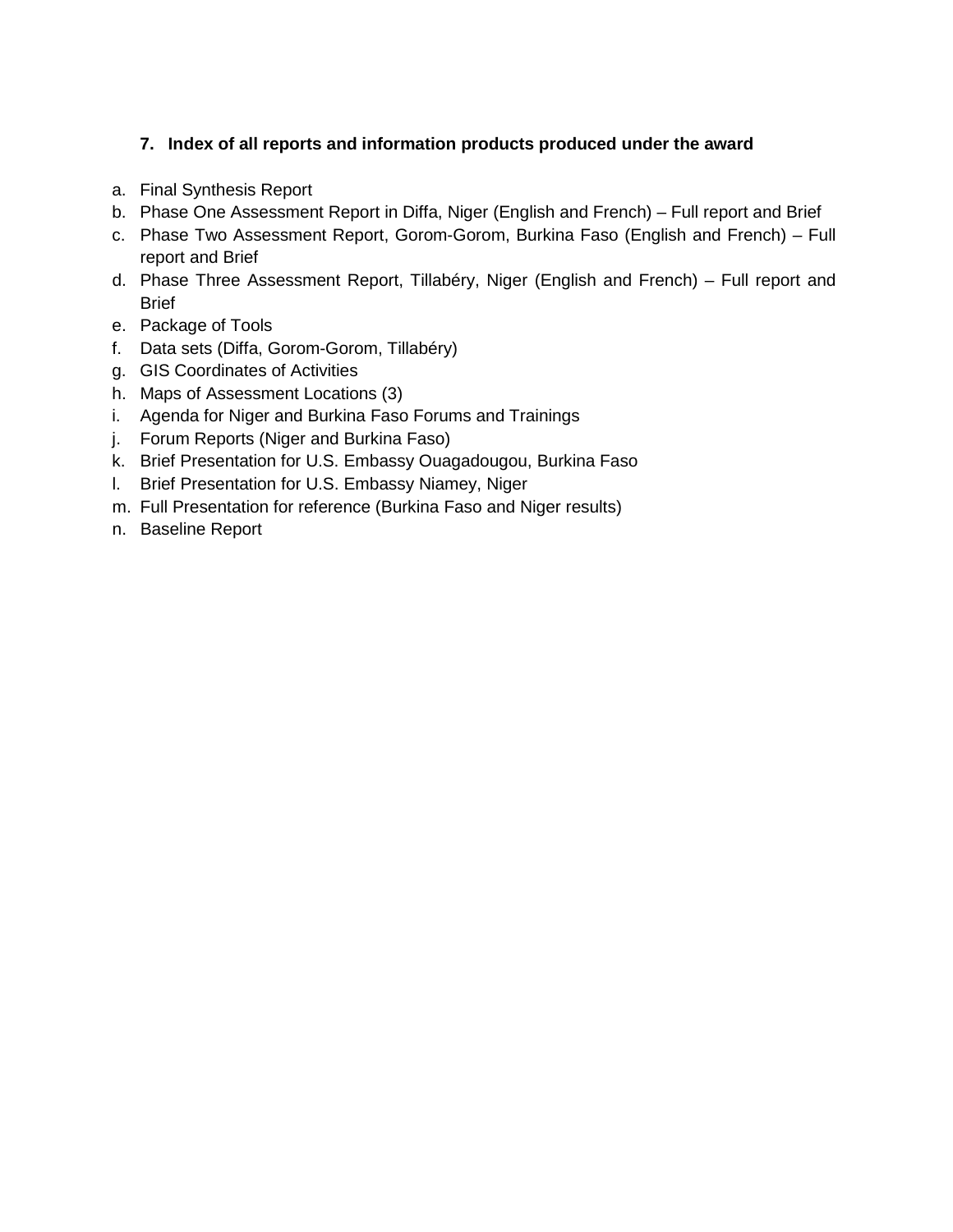### 7. Index of all reports and information products produced under the award

a. Final Synthesis Report
b. Phase One Assessment Report in Diffa, Niger (English and French) – Full report and Brief
c. Phase Two Assessment Report, Gorom-Gorom, Burkina Faso (English and French) – Full report and Brief
d. Phase Three Assessment Report, Tillabéry, Niger (English and French) – Full report and Brief
e. Package of Tools
f. Data sets (Diffa, Gorom-Gorom, Tillabéry)
g. GIS Coordinates of Activities
h. Maps of Assessment Locations (3)
i. Agenda for Niger and Burkina Faso Forums and Trainings
j. Forum Reports (Niger and Burkina Faso)
k. Brief Presentation for U.S. Embassy Ouagadougou, Burkina Faso
l. Brief Presentation for U.S. Embassy Niamey, Niger
m. Full Presentation for reference (Burkina Faso and Niger results)
n. Baseline Report